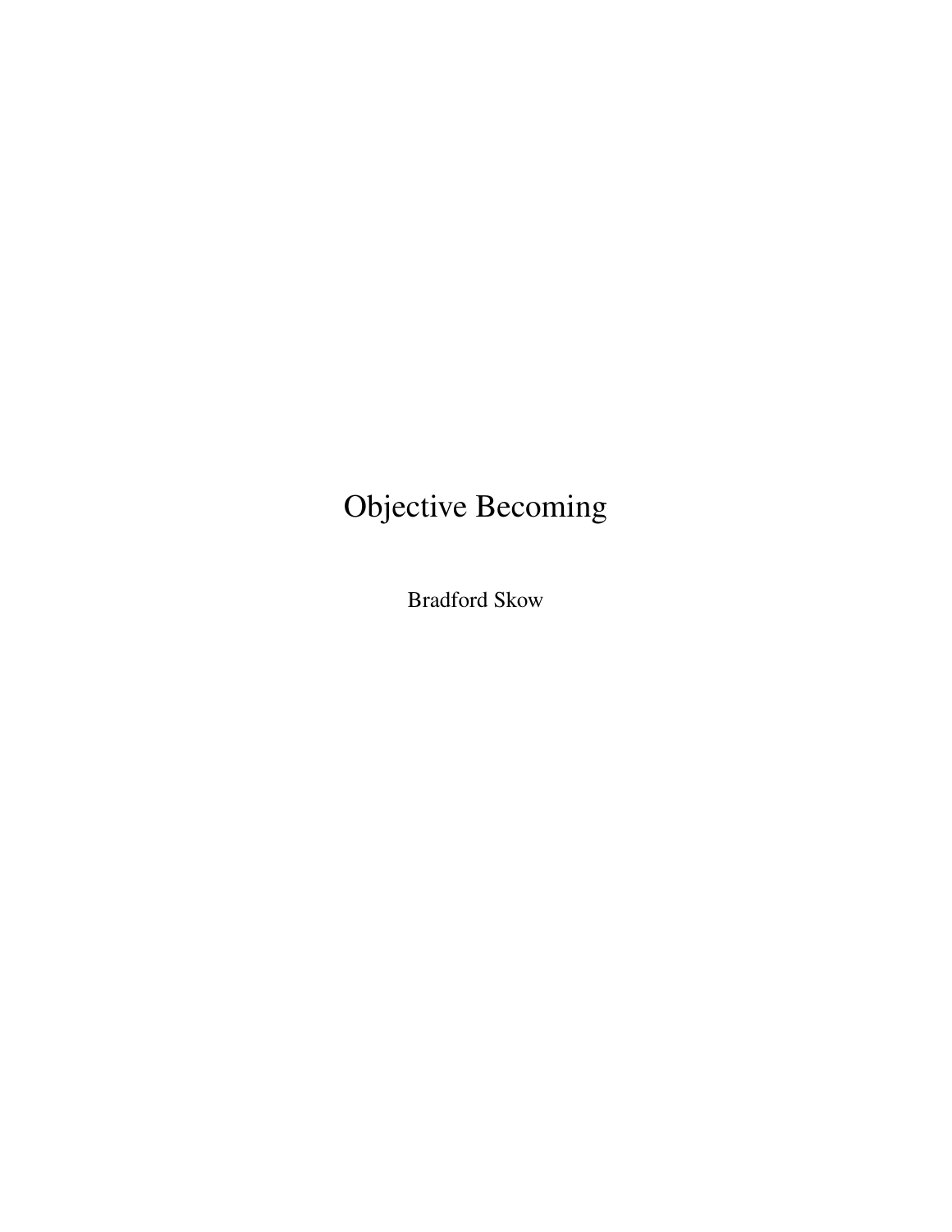# Objective Becoming

Bradford Skow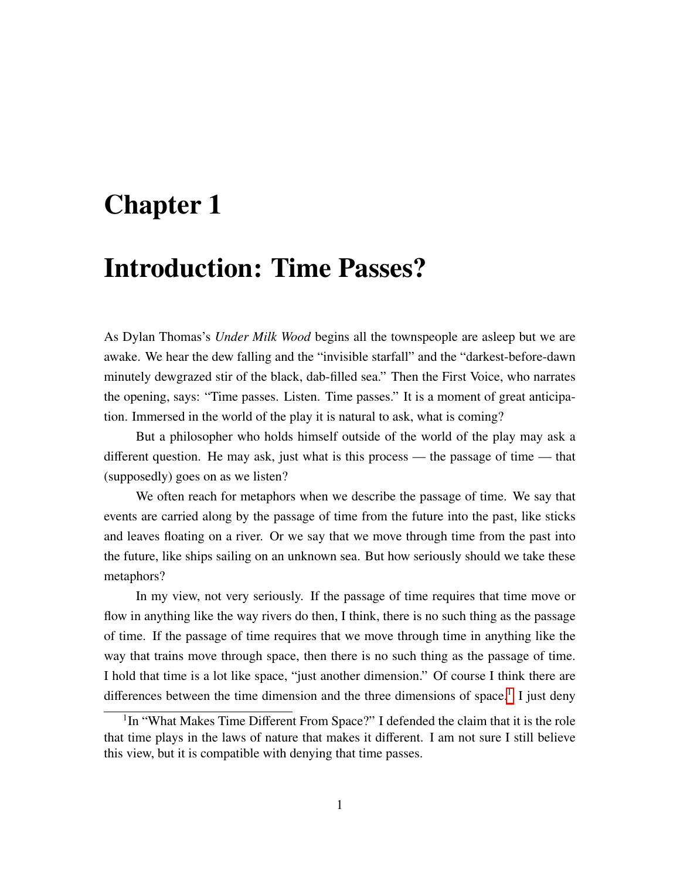# Chapter 1

# Introduction: Time Passes?

As Dylan Thomas's *Under Milk Wood* begins all the townspeople are asleep but we are awake. We hear the dew falling and the "invisible starfall" and the "darkest-before-dawn minutely dewgrazed stir of the black, dab-filled sea." Then the First Voice, who narrates the opening, says: "Time passes. Listen. Time passes." It is a moment of great anticipation. Immersed in the world of the play it is natural to ask, what is coming?

But a philosopher who holds himself outside of the world of the play may ask a different question. He may ask, just what is this process — the passage of time — that (supposedly) goes on as we listen?

We often reach for metaphors when we describe the passage of time. We say that events are carried along by the passage of time from the future into the past, like sticks and leaves floating on a river. Or we say that we move through time from the past into the future, like ships sailing on an unknown sea. But how seriously should we take these metaphors?

In my view, not very seriously. If the passage of time requires that time move or flow in anything like the way rivers do then, I think, there is no such thing as the passage of time. If the passage of time requires that we move through time in anything like the way that trains move through space, then there is no such thing as the passage of time. I hold that time is a lot like space, "just another dimension." Of course I think there are differences between the time dimension and the three dimensions of space.[1] I just deny

[1] In "What Makes Time Different From Space?" I defended the claim that it is the role that time plays in the laws of nature that makes it different. I am not sure I still believe this view, but it is compatible with denying that time passes.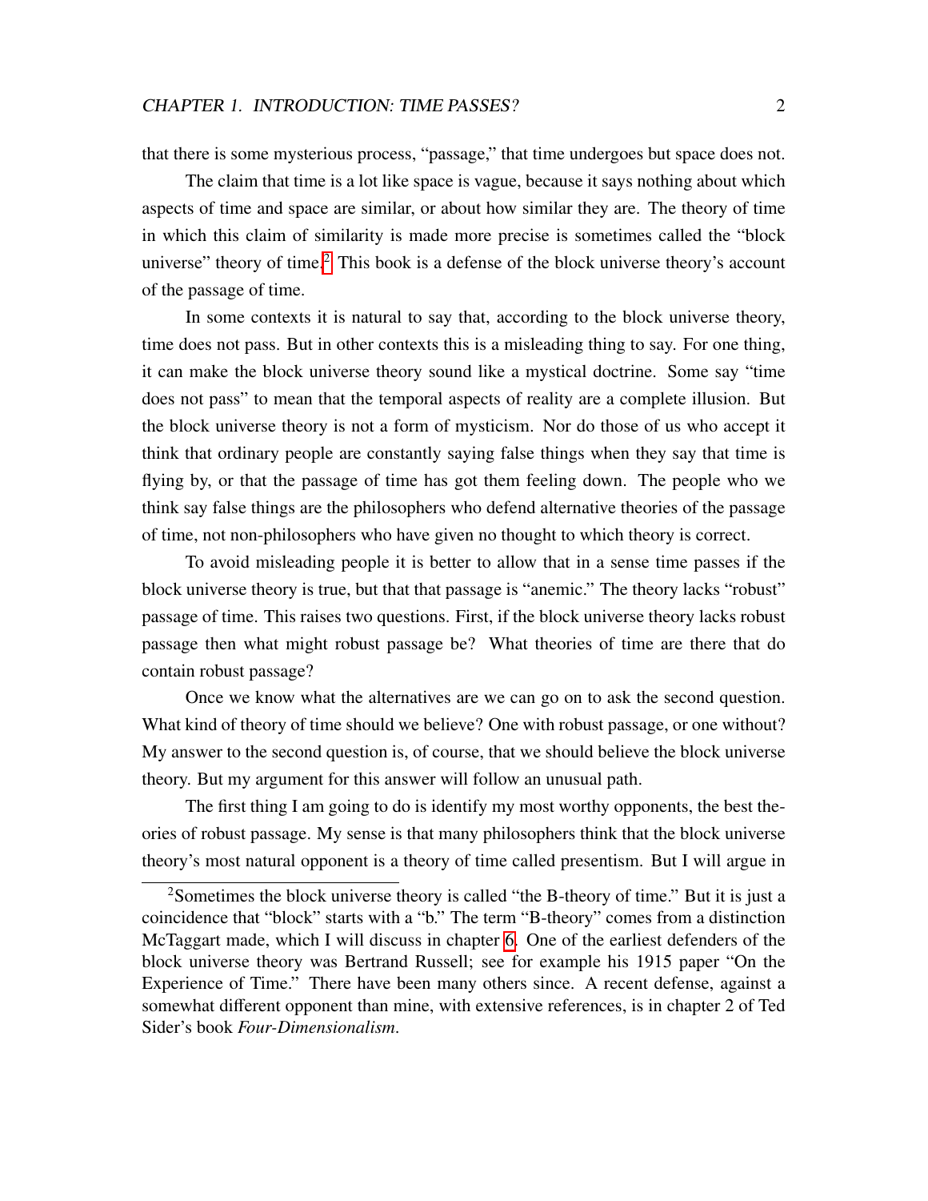that there is some mysterious process, "passage," that time undergoes but space does not.

The claim that time is a lot like space is vague, because it says nothing about which aspects of time and space are similar, or about how similar they are. The theory of time in which this claim of similarity is made more precise is sometimes called the "block universe" theory of time.[2] This book is a defense of the block universe theory's account of the passage of time.

In some contexts it is natural to say that, according to the block universe theory, time does not pass. But in other contexts this is a misleading thing to say. For one thing, it can make the block universe theory sound like a mystical doctrine. Some say "time does not pass" to mean that the temporal aspects of reality are a complete illusion. But the block universe theory is not a form of mysticism. Nor do those of us who accept it think that ordinary people are constantly saying false things when they say that time is flying by, or that the passage of time has got them feeling down. The people who we think say false things are the philosophers who defend alternative theories of the passage of time, not non-philosophers who have given no thought to which theory is correct.

To avoid misleading people it is better to allow that in a sense time passes if the block universe theory is true, but that that passage is "anemic." The theory lacks "robust" passage of time. This raises two questions. First, if the block universe theory lacks robust passage then what might robust passage be? What theories of time are there that do contain robust passage?

Once we know what the alternatives are we can go on to ask the second question. What kind of theory of time should we believe? One with robust passage, or one without? My answer to the second question is, of course, that we should believe the block universe theory. But my argument for this answer will follow an unusual path.

The first thing I am going to do is identify my most worthy opponents, the best theories of robust passage. My sense is that many philosophers think that the block universe theory's most natural opponent is a theory of time called presentism. But I will argue in

---

[2] Sometimes the block universe theory is called "the B-theory of time." But it is just a coincidence that "block" starts with a "b." The term "B-theory" comes from a distinction McTaggart made, which I will discuss in chapter 6. One of the earliest defenders of the block universe theory was Bertrand Russell; see for example his 1915 paper "On the Experience of Time." There have been many others since. A recent defense, against a somewhat different opponent than mine, with extensive references, is in chapter 2 of Ted Sider's book *Four-Dimensionalism*.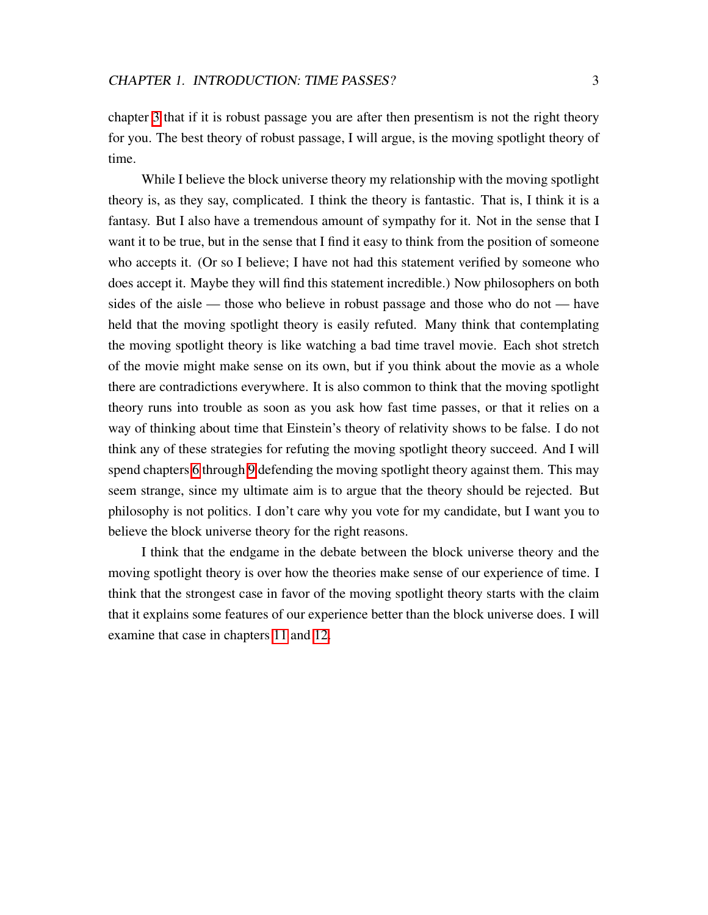chapter 3 that if it is robust passage you are after then presentism is not the right theory for you. The best theory of robust passage, I will argue, is the moving spotlight theory of time.

While I believe the block universe theory my relationship with the moving spotlight theory is, as they say, complicated. I think the theory is fantastic. That is, I think it is a fantasy. But I also have a tremendous amount of sympathy for it. Not in the sense that I want it to be true, but in the sense that I find it easy to think from the position of someone who accepts it. (Or so I believe; I have not had this statement verified by someone who does accept it. Maybe they will find this statement incredible.) Now philosophers on both sides of the aisle — those who believe in robust passage and those who do not — have held that the moving spotlight theory is easily refuted. Many think that contemplating the moving spotlight theory is like watching a bad time travel movie. Each shot stretch of the movie might make sense on its own, but if you think about the movie as a whole there are contradictions everywhere. It is also common to think that the moving spotlight theory runs into trouble as soon as you ask how fast time passes, or that it relies on a way of thinking about time that Einstein's theory of relativity shows to be false. I do not think any of these strategies for refuting the moving spotlight theory succeed. And I will spend chapters 6 through 9 defending the moving spotlight theory against them. This may seem strange, since my ultimate aim is to argue that the theory should be rejected. But philosophy is not politics. I don't care why you vote for my candidate, but I want you to believe the block universe theory for the right reasons.

I think that the endgame in the debate between the block universe theory and the moving spotlight theory is over how the theories make sense of our experience of time. I think that the strongest case in favor of the moving spotlight theory starts with the claim that it explains some features of our experience better than the block universe does. I will examine that case in chapters 11 and 12.